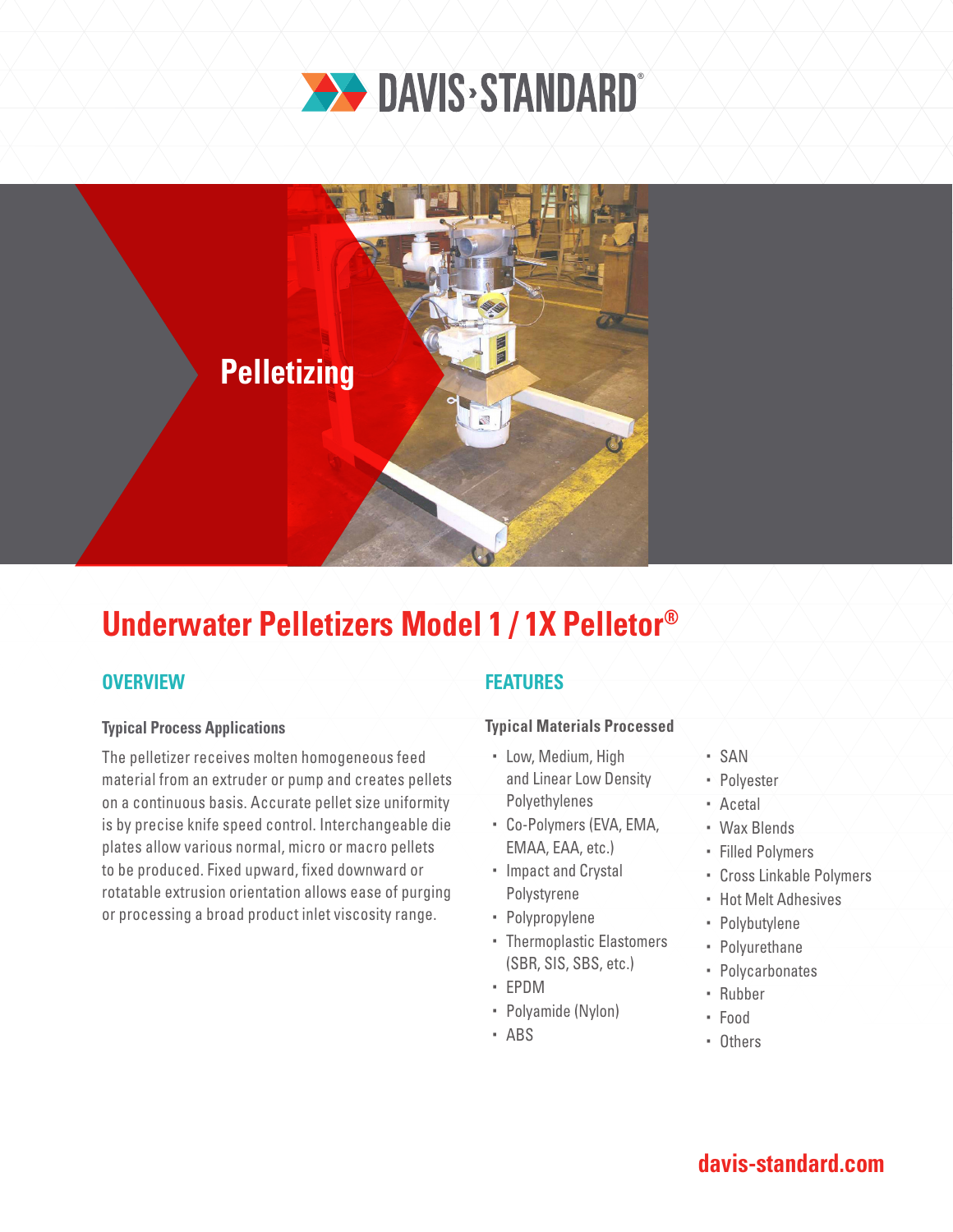DAVIS-STANDARD®

Pelletizing

# Underwater Pelletizers Model 1 / 1X Pelletor®

## OVERVIEW

### Typical Process Applications

The pelletizer receives molten homogeneous feed material from an extruder or pump and creates pellets on a continuous basis. Accurate pellet size uniformity is by precise knife speed control. Interchangeable die plates allow various normal, micro or macro pellets to be produced. Fixed upward, fixed downward or rotatable extrusion orientation allows ease of purging or processing a broad product inlet viscosity range.

## FEATURES

### Typical Materials Processed

- Low, Medium, High and Linear Low Density Polyethylenes
- Co-Polymers (EVA, EMA, EMAA, EAA, etc.)
- Impact and Crystal Polystyrene
- Polypropylene
- Thermoplastic Elastomers (SBR, SIS, SBS, etc.)
- EPDM
- Polyamide (Nylon)
- ABS
- SAN
- Polyester
- Acetal
- Wax Blends
- Filled Polymers
- Cross Linkable Polymers
- Hot Melt Adhesives
- Polybutylene
- Polyurethane
- Polycarbonates
- Rubber
- Food
- Others

davis-standard.com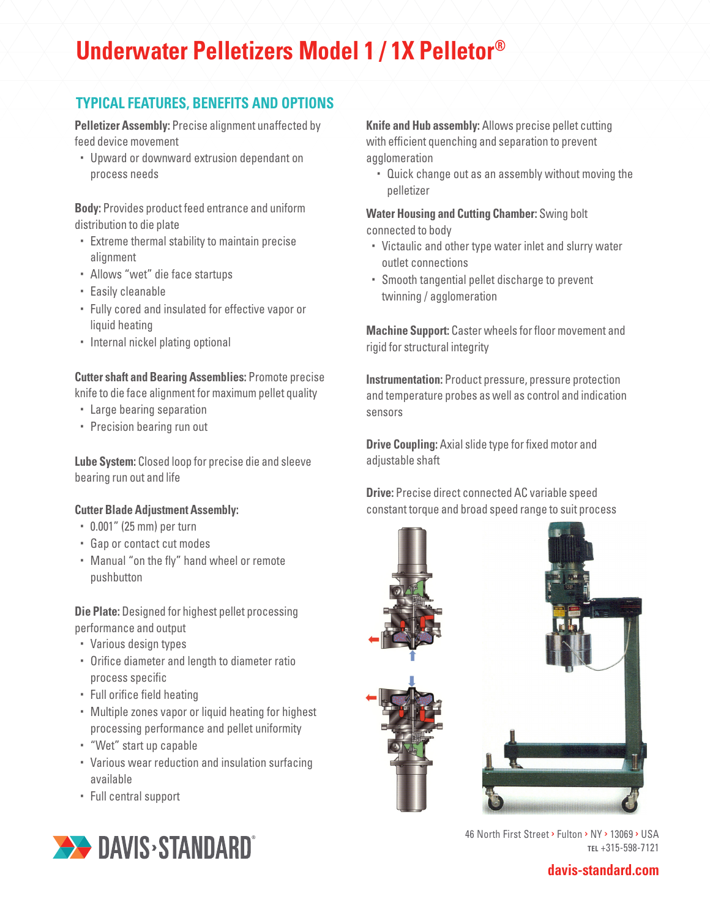# Underwater Pelletizers Model 1 / 1X Pelletor®

## TYPICAL FEATURES, BENEFITS AND OPTIONS

**Pelletizer Assembly:** Precise alignment unaffected by feed device movement

- Upward or downward extrusion dependant on process needs

**Body:** Provides product feed entrance and uniform distribution to die plate

- Extreme thermal stability to maintain precise alignment
- Allows "wet" die face startups
- Easily cleanable
- Fully cored and insulated for effective vapor or liquid heating
- Internal nickel plating optional

**Cutter shaft and Bearing Assemblies:** Promote precise knife to die face alignment for maximum pellet quality

- Large bearing separation
- Precision bearing run out

**Lube System:** Closed loop for precise die and sleeve bearing run out and life

**Cutter Blade Adjustment Assembly:**

- 0.001" (25 mm) per turn
- Gap or contact cut modes
- Manual "on the fly" hand wheel or remote pushbutton

**Die Plate:** Designed for highest pellet processing performance and output

- Various design types
- Orifice diameter and length to diameter ratio process specific
- Full orifice field heating
- Multiple zones vapor or liquid heating for highest processing performance and pellet uniformity
- "Wet" start up capable
- Various wear reduction and insulation surfacing available
- Full central support

**Knife and Hub assembly:** Allows precise pellet cutting with efficient quenching and separation to prevent agglomeration

- Quick change out as an assembly without moving the pelletizer

**Water Housing and Cutting Chamber:** Swing bolt connected to body

- Victaulic and other type water inlet and slurry water outlet connections
- Smooth tangential pellet discharge to prevent twinning / agglomeration

**Machine Support:** Caster wheels for floor movement and rigid for structural integrity

**Instrumentation:** Product pressure, pressure protection and temperature probes as well as control and indication sensors

**Drive Coupling:** Axial slide type for fixed motor and adjustable shaft

**Drive:** Precise direct connected AC variable speed constant torque and broad speed range to suit process

DAVIS-STANDARD®

46 North First Street › Fulton › NY › 13069 › USA
TEL +315-598-7121

davis-standard.com